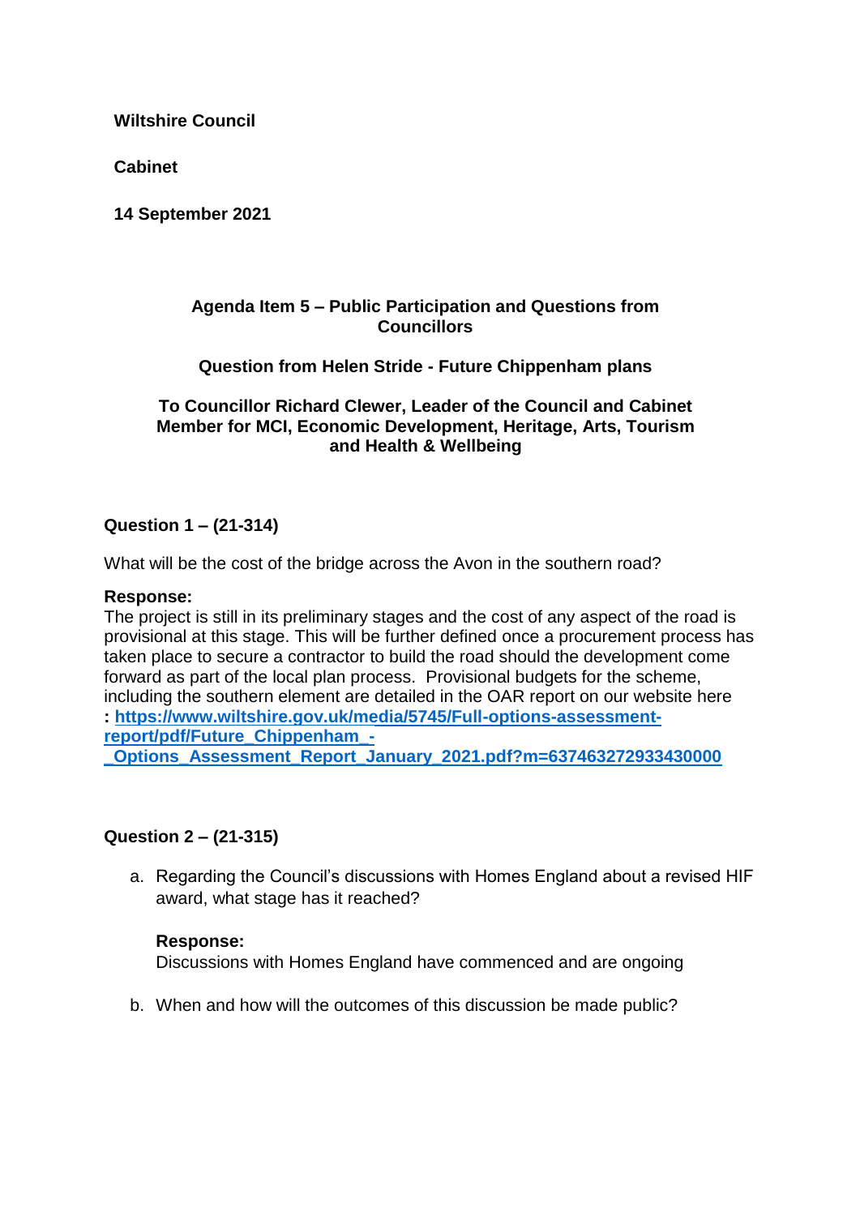**Wiltshire Council**

**Cabinet**

**14 September 2021**

**Agenda Item 5 – Public Participation and Questions from Councillors**

**Question from Helen Stride - Future Chippenham plans**

**To Councillor Richard Clewer, Leader of the Council and Cabinet Member for MCI, Economic Development, Heritage, Arts, Tourism and Health & Wellbeing**

**Question 1 – (21-314)**

What will be the cost of the bridge across the Avon in the southern road?

**Response:**
The project is still in its preliminary stages and the cost of any aspect of the road is provisional at this stage. This will be further defined once a procurement process has taken place to secure a contractor to build the road should the development come forward as part of the local plan process. Provisional budgets for the scheme, including the southern element are detailed in the OAR report on our website here **: [https://www.wiltshire.gov.uk/media/5745/Full-options-assessment-report/pdf/Future_Chippenham_-_Options_Assessment_Report_January_2021.pdf?m=637463272933430000](https://www.wiltshire.gov.uk/media/5745/Full-options-assessment-report/pdf/Future_Chippenham_-_Options_Assessment_Report_January_2021.pdf?m=637463272933430000)**

**Question 2 – (21-315)**

a. Regarding the Council's discussions with Homes England about a revised HIF award, what stage has it reached?

   **Response:**
   Discussions with Homes England have commenced and are ongoing

b. When and how will the outcomes of this discussion be made public?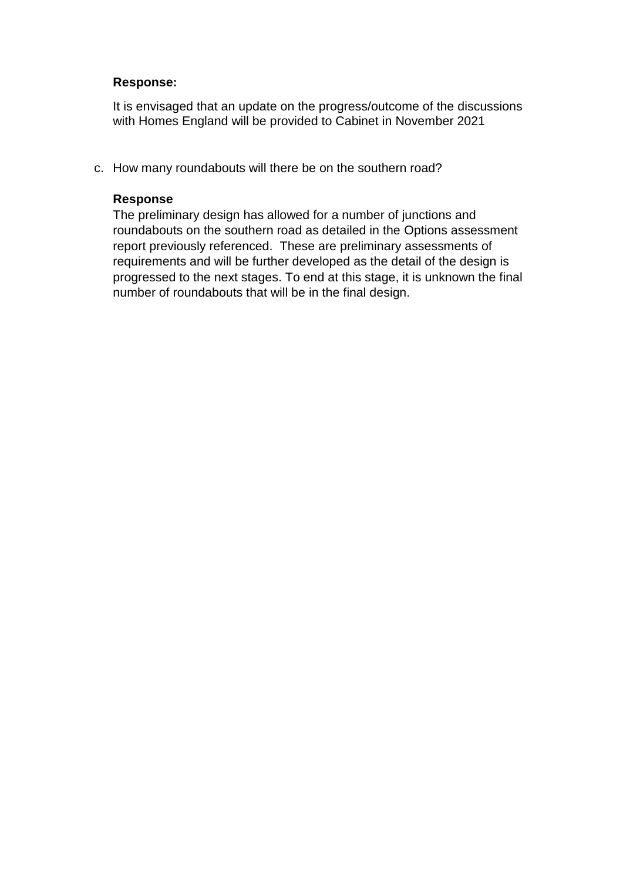**Response:**

It is envisaged that an update on the progress/outcome of the discussions with Homes England will be provided to Cabinet in November 2021

c. How many roundabouts will there be on the southern road?

**Response**

The preliminary design has allowed for a number of junctions and roundabouts on the southern road as detailed in the Options assessment report previously referenced. These are preliminary assessments of requirements and will be further developed as the detail of the design is progressed to the next stages. To end at this stage, it is unknown the final number of roundabouts that will be in the final design.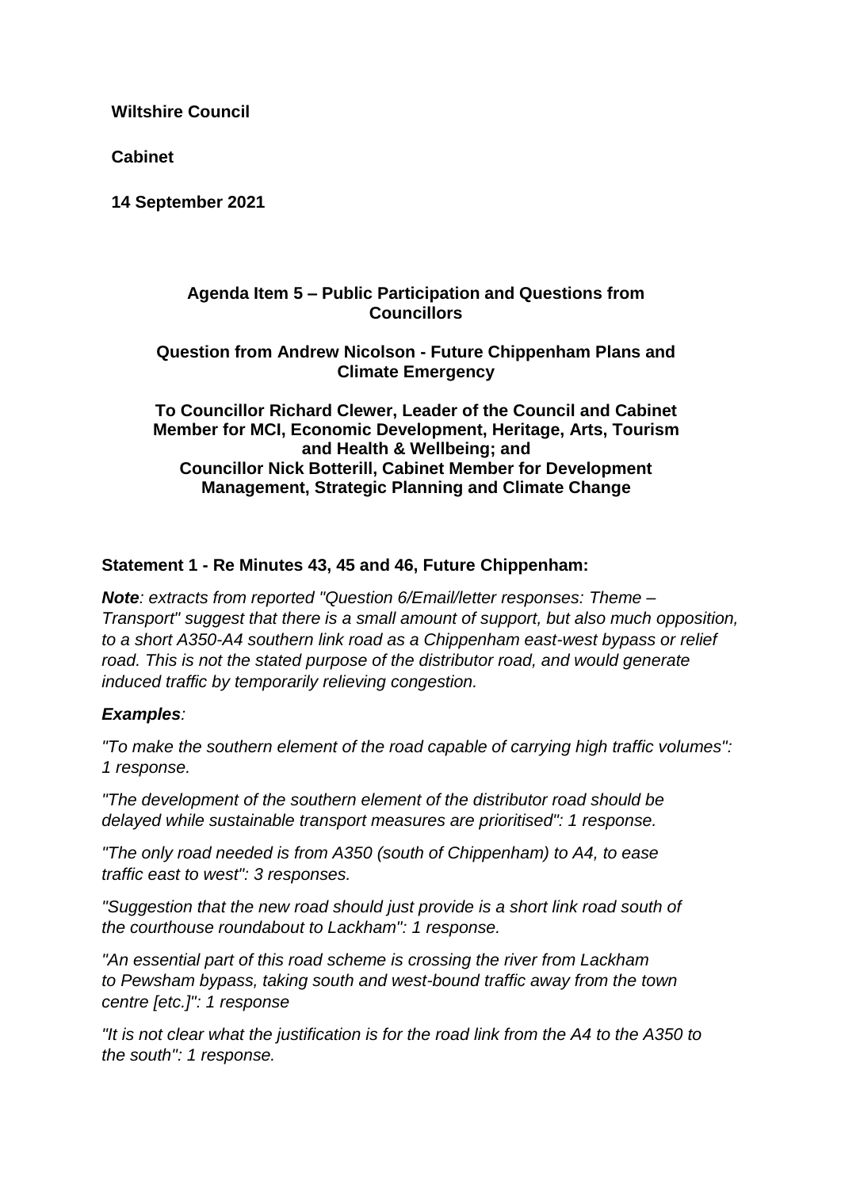**Wiltshire Council**

**Cabinet**

**14 September 2021**

**Agenda Item 5 – Public Participation and Questions from Councillors**

**Question from Andrew Nicolson - Future Chippenham Plans and Climate Emergency**

**To Councillor Richard Clewer, Leader of the Council and Cabinet Member for MCI, Economic Development, Heritage, Arts, Tourism and Health & Wellbeing; and**
**Councillor Nick Botterill, Cabinet Member for Development Management, Strategic Planning and Climate Change**

**Statement 1 - Re Minutes 43, 45 and 46, Future Chippenham:**

***Note**: extracts from reported "Question 6/Email/letter responses: Theme – Transport" suggest that there is a small amount of support, but also much opposition, to a short A350-A4 southern link road as a Chippenham east-west bypass or relief road. This is not the stated purpose of the distributor road, and would generate induced traffic by temporarily relieving congestion.*

***Examples**:*

*"To make the southern element of the road capable of carrying high traffic volumes": 1 response.*

*"The development of the southern element of the distributor road should be delayed while sustainable transport measures are prioritised": 1 response.*

*"The only road needed is from A350 (south of Chippenham) to A4, to ease traffic east to west": 3 responses.*

*"Suggestion that the new road should just provide is a short link road south of the courthouse roundabout to Lackham": 1 response.*

*"An essential part of this road scheme is crossing the river from Lackham to Pewsham bypass, taking south and west-bound traffic away from the town centre [etc.]": 1 response*

*"It is not clear what the justification is for the road link from the A4 to the A350 to the south": 1 response.*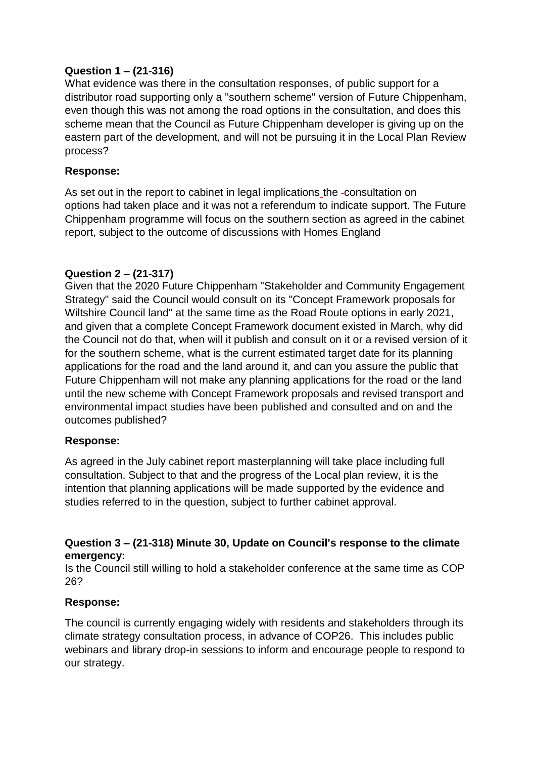**Question 1 – (21-316)**

What evidence was there in the consultation responses, of public support for a distributor road supporting only a "southern scheme" version of Future Chippenham, even though this was not among the road options in the consultation, and does this scheme mean that the Council as Future Chippenham developer is giving up on the eastern part of the development, and will not be pursuing it in the Local Plan Review process?

**Response:**

As set out in the report to cabinet in legal implications the consultation on options had taken place and it was not a referendum to indicate support. The Future Chippenham programme will focus on the southern section as agreed in the cabinet report, subject to the outcome of discussions with Homes England

**Question 2 – (21-317)**

Given that the 2020 Future Chippenham "Stakeholder and Community Engagement Strategy" said the Council would consult on its "Concept Framework proposals for Wiltshire Council land" at the same time as the Road Route options in early 2021, and given that a complete Concept Framework document existed in March, why did the Council not do that, when will it publish and consult on it or a revised version of it for the southern scheme, what is the current estimated target date for its planning applications for the road and the land around it, and can you assure the public that Future Chippenham will not make any planning applications for the road or the land until the new scheme with Concept Framework proposals and revised transport and environmental impact studies have been published and consulted and on and the outcomes published?

**Response:**

As agreed in the July cabinet report masterplanning will take place including full consultation. Subject to that and the progress of the Local plan review, it is the intention that planning applications will be made supported by the evidence and studies referred to in the question, subject to further cabinet approval.

**Question 3 – (21-318) Minute 30, Update on Council's response to the climate emergency:**

Is the Council still willing to hold a stakeholder conference at the same time as COP 26?

**Response:**

The council is currently engaging widely with residents and stakeholders through its climate strategy consultation process, in advance of COP26. This includes public webinars and library drop-in sessions to inform and encourage people to respond to our strategy.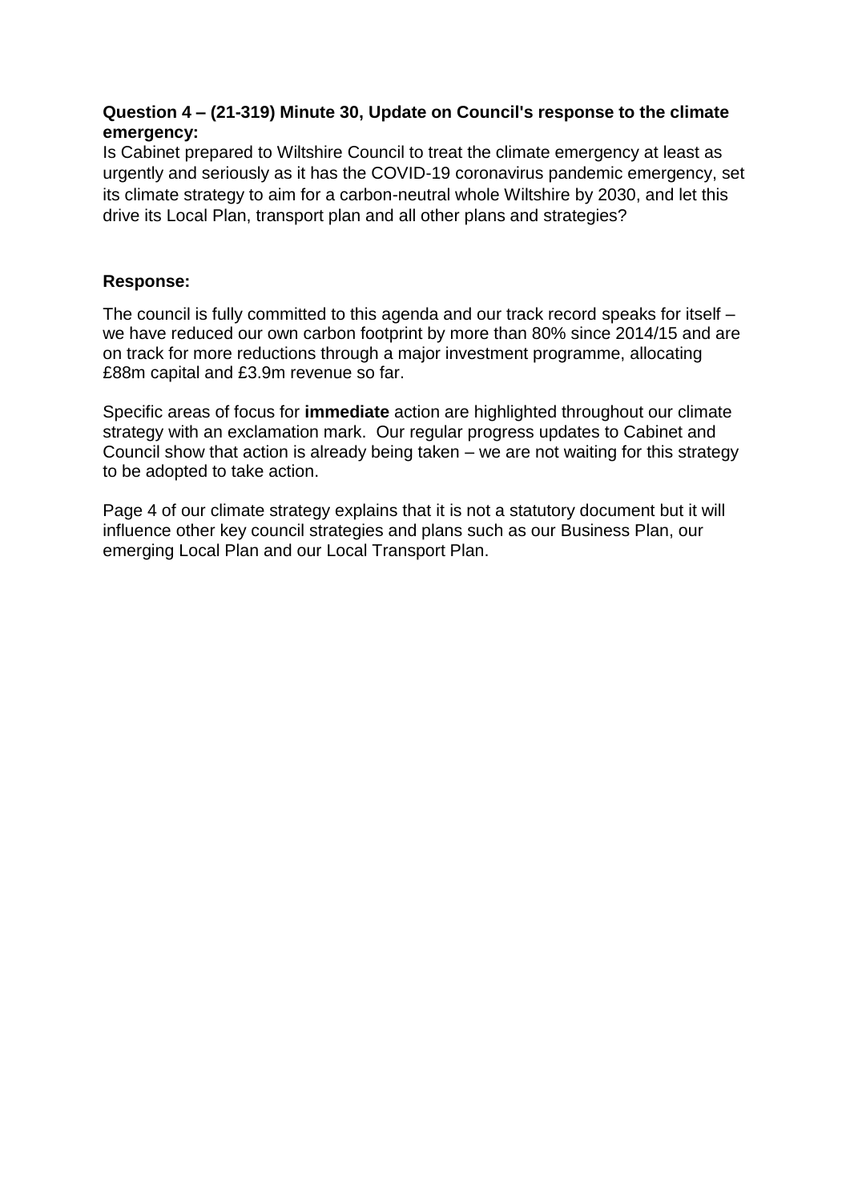**Question 4 – (21-319) Minute 30, Update on Council's response to the climate emergency:**

Is Cabinet prepared to Wiltshire Council to treat the climate emergency at least as urgently and seriously as it has the COVID-19 coronavirus pandemic emergency, set its climate strategy to aim for a carbon-neutral whole Wiltshire by 2030, and let this drive its Local Plan, transport plan and all other plans and strategies?

**Response:**

The council is fully committed to this agenda and our track record speaks for itself – we have reduced our own carbon footprint by more than 80% since 2014/15 and are on track for more reductions through a major investment programme, allocating £88m capital and £3.9m revenue so far.

Specific areas of focus for **immediate** action are highlighted throughout our climate strategy with an exclamation mark. Our regular progress updates to Cabinet and Council show that action is already being taken – we are not waiting for this strategy to be adopted to take action.

Page 4 of our climate strategy explains that it is not a statutory document but it will influence other key council strategies and plans such as our Business Plan, our emerging Local Plan and our Local Transport Plan.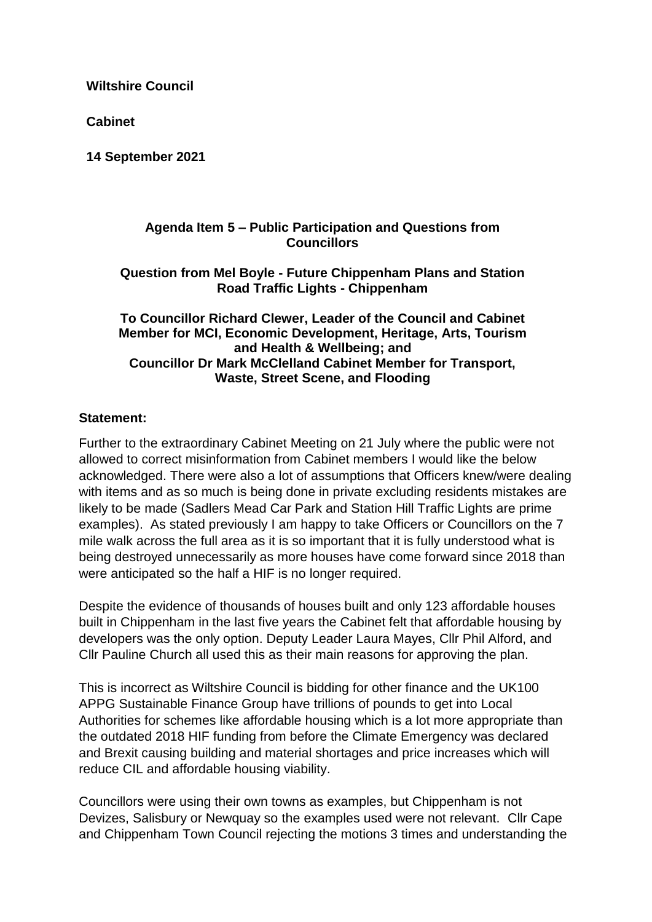**Wiltshire Council**

**Cabinet**

**14 September 2021**

**Agenda Item 5 – Public Participation and Questions from Councillors**

**Question from Mel Boyle - Future Chippenham Plans and Station Road Traffic Lights - Chippenham**

**To Councillor Richard Clewer, Leader of the Council and Cabinet Member for MCI, Economic Development, Heritage, Arts, Tourism and Health & Wellbeing; and Councillor Dr Mark McClelland Cabinet Member for Transport, Waste, Street Scene, and Flooding**

**Statement:**

Further to the extraordinary Cabinet Meeting on 21 July where the public were not allowed to correct misinformation from Cabinet members I would like the below acknowledged. There were also a lot of assumptions that Officers knew/were dealing with items and as so much is being done in private excluding residents mistakes are likely to be made (Sadlers Mead Car Park and Station Hill Traffic Lights are prime examples). As stated previously I am happy to take Officers or Councillors on the 7 mile walk across the full area as it is so important that it is fully understood what is being destroyed unnecessarily as more houses have come forward since 2018 than were anticipated so the half a HIF is no longer required.

Despite the evidence of thousands of houses built and only 123 affordable houses built in Chippenham in the last five years the Cabinet felt that affordable housing by developers was the only option. Deputy Leader Laura Mayes, Cllr Phil Alford, and Cllr Pauline Church all used this as their main reasons for approving the plan.

This is incorrect as Wiltshire Council is bidding for other finance and the UK100 APPG Sustainable Finance Group have trillions of pounds to get into Local Authorities for schemes like affordable housing which is a lot more appropriate than the outdated 2018 HIF funding from before the Climate Emergency was declared and Brexit causing building and material shortages and price increases which will reduce CIL and affordable housing viability.

Councillors were using their own towns as examples, but Chippenham is not Devizes, Salisbury or Newquay so the examples used were not relevant. Cllr Cape and Chippenham Town Council rejecting the motions 3 times and understanding the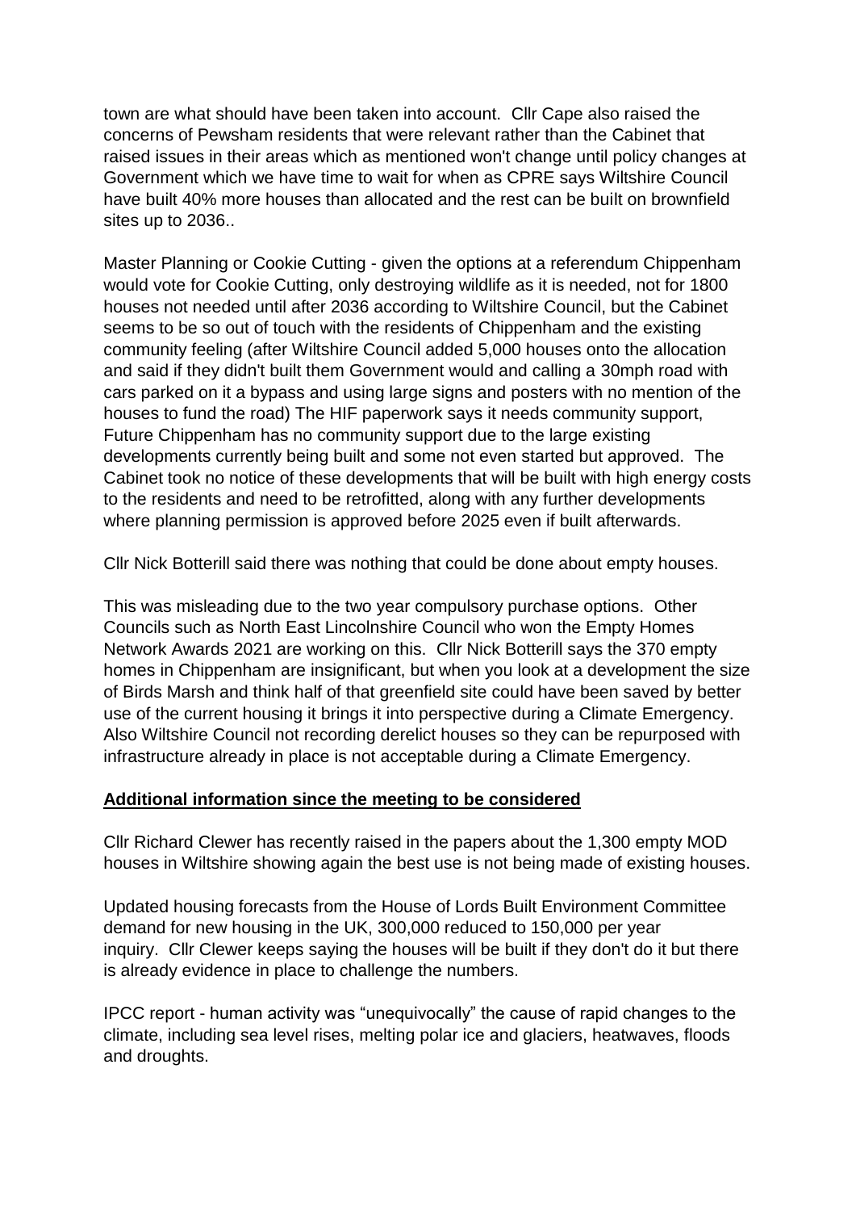town are what should have been taken into account. Cllr Cape also raised the concerns of Pewsham residents that were relevant rather than the Cabinet that raised issues in their areas which as mentioned won't change until policy changes at Government which we have time to wait for when as CPRE says Wiltshire Council have built 40% more houses than allocated and the rest can be built on brownfield sites up to 2036..

Master Planning or Cookie Cutting - given the options at a referendum Chippenham would vote for Cookie Cutting, only destroying wildlife as it is needed, not for 1800 houses not needed until after 2036 according to Wiltshire Council, but the Cabinet seems to be so out of touch with the residents of Chippenham and the existing community feeling (after Wiltshire Council added 5,000 houses onto the allocation and said if they didn't built them Government would and calling a 30mph road with cars parked on it a bypass and using large signs and posters with no mention of the houses to fund the road) The HIF paperwork says it needs community support, Future Chippenham has no community support due to the large existing developments currently being built and some not even started but approved. The Cabinet took no notice of these developments that will be built with high energy costs to the residents and need to be retrofitted, along with any further developments where planning permission is approved before 2025 even if built afterwards.

Cllr Nick Botterill said there was nothing that could be done about empty houses.

This was misleading due to the two year compulsory purchase options. Other Councils such as North East Lincolnshire Council who won the Empty Homes Network Awards 2021 are working on this. Cllr Nick Botterill says the 370 empty homes in Chippenham are insignificant, but when you look at a development the size of Birds Marsh and think half of that greenfield site could have been saved by better use of the current housing it brings it into perspective during a Climate Emergency. Also Wiltshire Council not recording derelict houses so they can be repurposed with infrastructure already in place is not acceptable during a Climate Emergency.

**Additional information since the meeting to be considered**

Cllr Richard Clewer has recently raised in the papers about the 1,300 empty MOD houses in Wiltshire showing again the best use is not being made of existing houses.

Updated housing forecasts from the House of Lords Built Environment Committee demand for new housing in the UK, 300,000 reduced to 150,000 per year inquiry. Cllr Clewer keeps saying the houses will be built if they don't do it but there is already evidence in place to challenge the numbers.

IPCC report - human activity was "unequivocally" the cause of rapid changes to the climate, including sea level rises, melting polar ice and glaciers, heatwaves, floods and droughts.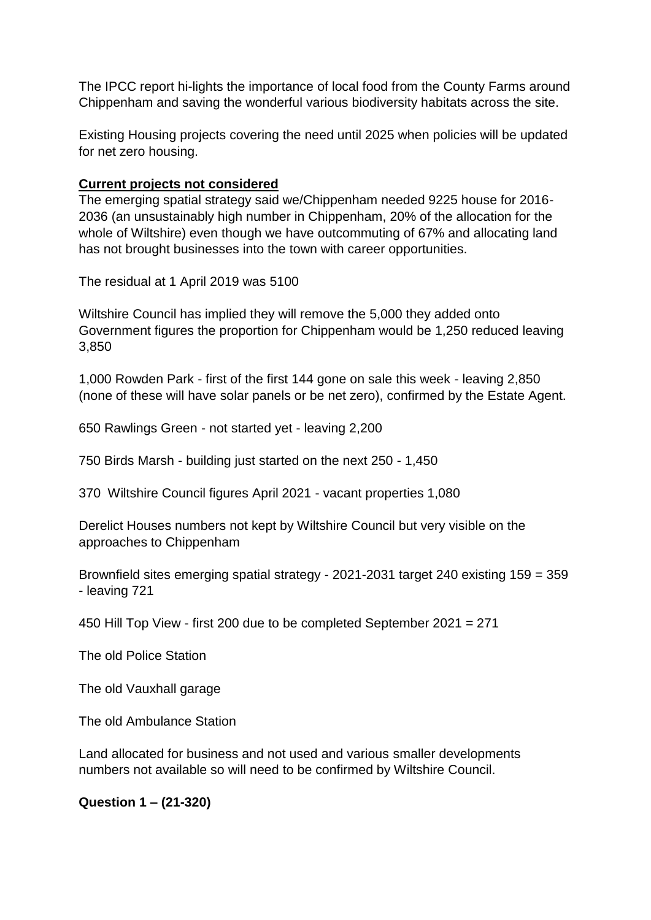The IPCC report hi-lights the importance of local food from the County Farms around Chippenham and saving the wonderful various biodiversity habitats across the site.

Existing Housing projects covering the need until 2025 when policies will be updated for net zero housing.

**Current projects not considered**

The emerging spatial strategy said we/Chippenham needed 9225 house for 2016-2036 (an unsustainably high number in Chippenham, 20% of the allocation for the whole of Wiltshire) even though we have outcommuting of 67% and allocating land has not brought businesses into the town with career opportunities.

The residual at 1 April 2019 was 5100

Wiltshire Council has implied they will remove the 5,000 they added onto Government figures the proportion for Chippenham would be 1,250 reduced leaving 3,850

1,000 Rowden Park - first of the first 144 gone on sale this week - leaving 2,850 (none of these will have solar panels or be net zero), confirmed by the Estate Agent.

650 Rawlings Green - not started yet - leaving 2,200

750 Birds Marsh - building just started on the next 250 - 1,450

370 Wiltshire Council figures April 2021 - vacant properties 1,080

Derelict Houses numbers not kept by Wiltshire Council but very visible on the approaches to Chippenham

Brownfield sites emerging spatial strategy - 2021-2031 target 240 existing 159 = 359 - leaving 721

450 Hill Top View - first 200 due to be completed September 2021 = 271

The old Police Station

The old Vauxhall garage

The old Ambulance Station

Land allocated for business and not used and various smaller developments numbers not available so will need to be confirmed by Wiltshire Council.

**Question 1 – (21-320)**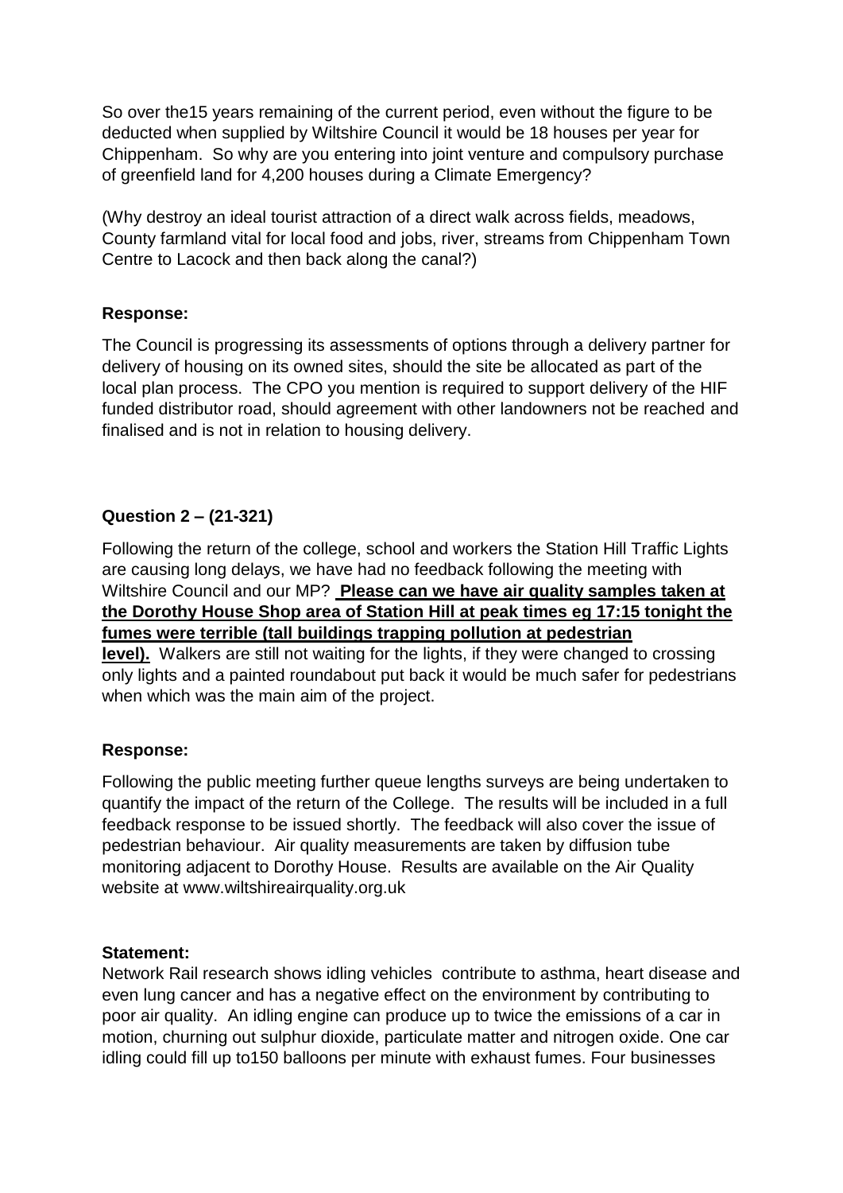So over the15 years remaining of the current period, even without the figure to be deducted when supplied by Wiltshire Council it would be 18 houses per year for Chippenham. So why are you entering into joint venture and compulsory purchase of greenfield land for 4,200 houses during a Climate Emergency?

(Why destroy an ideal tourist attraction of a direct walk across fields, meadows, County farmland vital for local food and jobs, river, streams from Chippenham Town Centre to Lacock and then back along the canal?)

**Response:**

The Council is progressing its assessments of options through a delivery partner for delivery of housing on its owned sites, should the site be allocated as part of the local plan process. The CPO you mention is required to support delivery of the HIF funded distributor road, should agreement with other landowners not be reached and finalised and is not in relation to housing delivery.

**Question 2 – (21-321)**

Following the return of the college, school and workers the Station Hill Traffic Lights are causing long delays, we have had no feedback following the meeting with Wiltshire Council and our MP? **Please can we have air quality samples taken at the Dorothy House Shop area of Station Hill at peak times eg 17:15 tonight the fumes were terrible (tall buildings trapping pollution at pedestrian level).** Walkers are still not waiting for the lights, if they were changed to crossing only lights and a painted roundabout put back it would be much safer for pedestrians when which was the main aim of the project.

**Response:**

Following the public meeting further queue lengths surveys are being undertaken to quantify the impact of the return of the College. The results will be included in a full feedback response to be issued shortly. The feedback will also cover the issue of pedestrian behaviour. Air quality measurements are taken by diffusion tube monitoring adjacent to Dorothy House. Results are available on the Air Quality website at www.wiltshireairquality.org.uk

**Statement:**
Network Rail research shows idling vehicles contribute to asthma, heart disease and even lung cancer and has a negative effect on the environment by contributing to poor air quality. An idling engine can produce up to twice the emissions of a car in motion, churning out sulphur dioxide, particulate matter and nitrogen oxide. One car idling could fill up to150 balloons per minute with exhaust fumes. Four businesses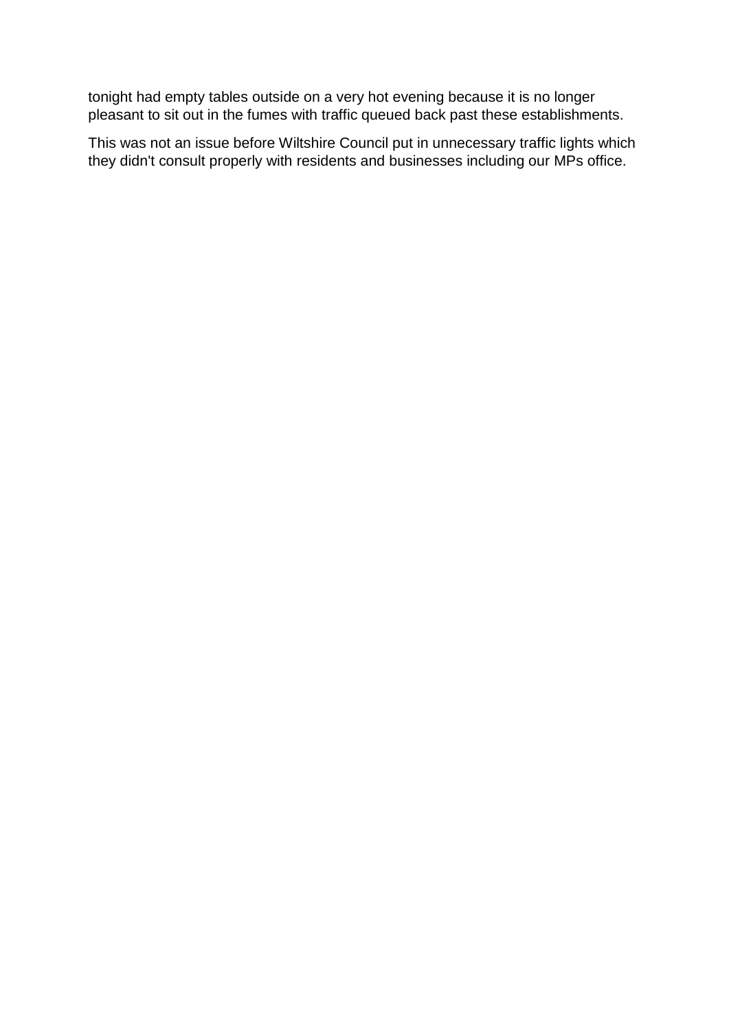tonight had empty tables outside on a very hot evening because it is no longer pleasant to sit out in the fumes with traffic queued back past these establishments.

This was not an issue before Wiltshire Council put in unnecessary traffic lights which they didn't consult properly with residents and businesses including our MPs office.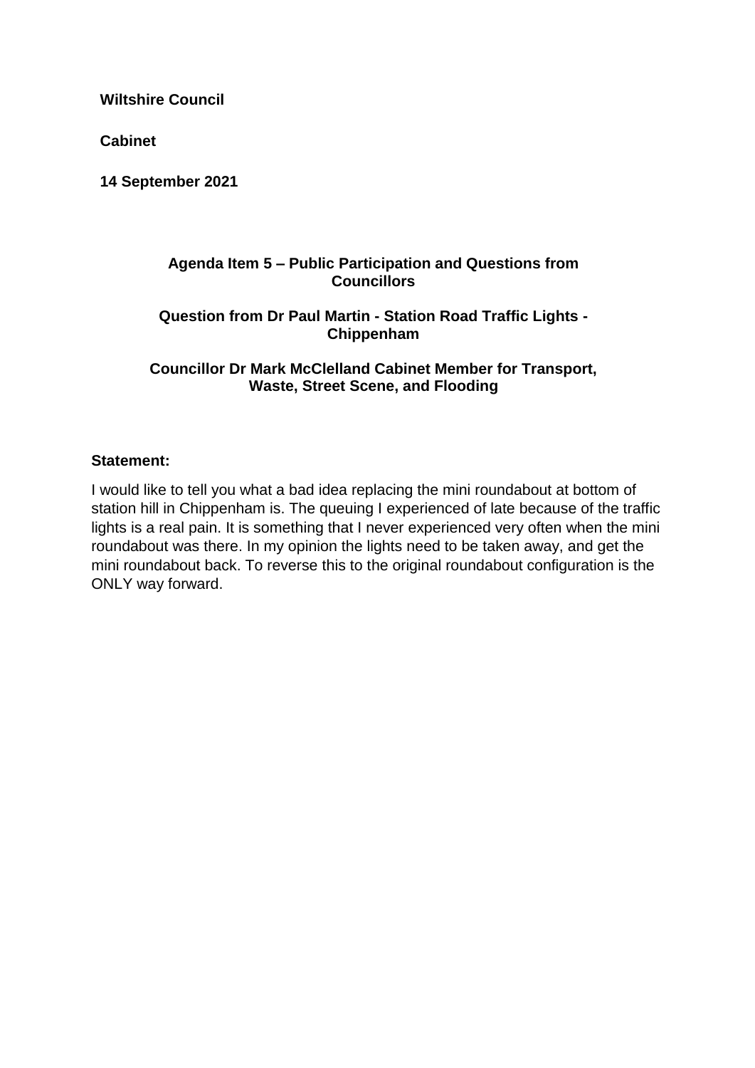**Wiltshire Council**

**Cabinet**

**14 September 2021**

**Agenda Item 5 – Public Participation and Questions from Councillors**

**Question from Dr Paul Martin - Station Road Traffic Lights - Chippenham**

**Councillor Dr Mark McClelland Cabinet Member for Transport, Waste, Street Scene, and Flooding**

**Statement:**

I would like to tell you what a bad idea replacing the mini roundabout at bottom of station hill in Chippenham is. The queuing I experienced of late because of the traffic lights is a real pain. It is something that I never experienced very often when the mini roundabout was there. In my opinion the lights need to be taken away, and get the mini roundabout back. To reverse this to the original roundabout configuration is the ONLY way forward.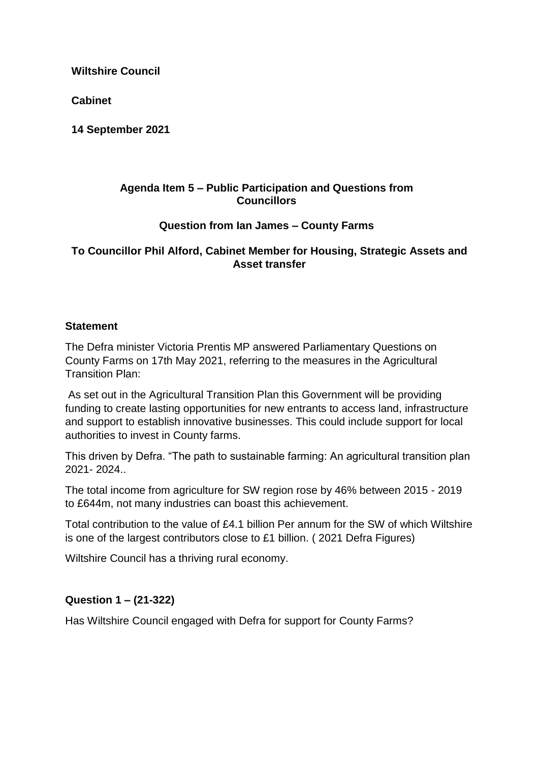**Wiltshire Council**

**Cabinet**

**14 September 2021**

**Agenda Item 5 – Public Participation and Questions from Councillors**

**Question from Ian James – County Farms**

**To Councillor Phil Alford, Cabinet Member for Housing, Strategic Assets and Asset transfer**

**Statement**

The Defra minister Victoria Prentis MP answered Parliamentary Questions on County Farms on 17th May 2021, referring to the measures in the Agricultural Transition Plan:

As set out in the Agricultural Transition Plan this Government will be providing funding to create lasting opportunities for new entrants to access land, infrastructure and support to establish innovative businesses. This could include support for local authorities to invest in County farms.

This driven by Defra. "The path to sustainable farming: An agricultural transition plan 2021- 2024..

The total income from agriculture for SW region rose by 46% between 2015 - 2019 to £644m, not many industries can boast this achievement.

Total contribution to the value of £4.1 billion Per annum for the SW of which Wiltshire is one of the largest contributors close to £1 billion. ( 2021 Defra Figures)

Wiltshire Council has a thriving rural economy.

**Question 1 – (21-322)**

Has Wiltshire Council engaged with Defra for support for County Farms?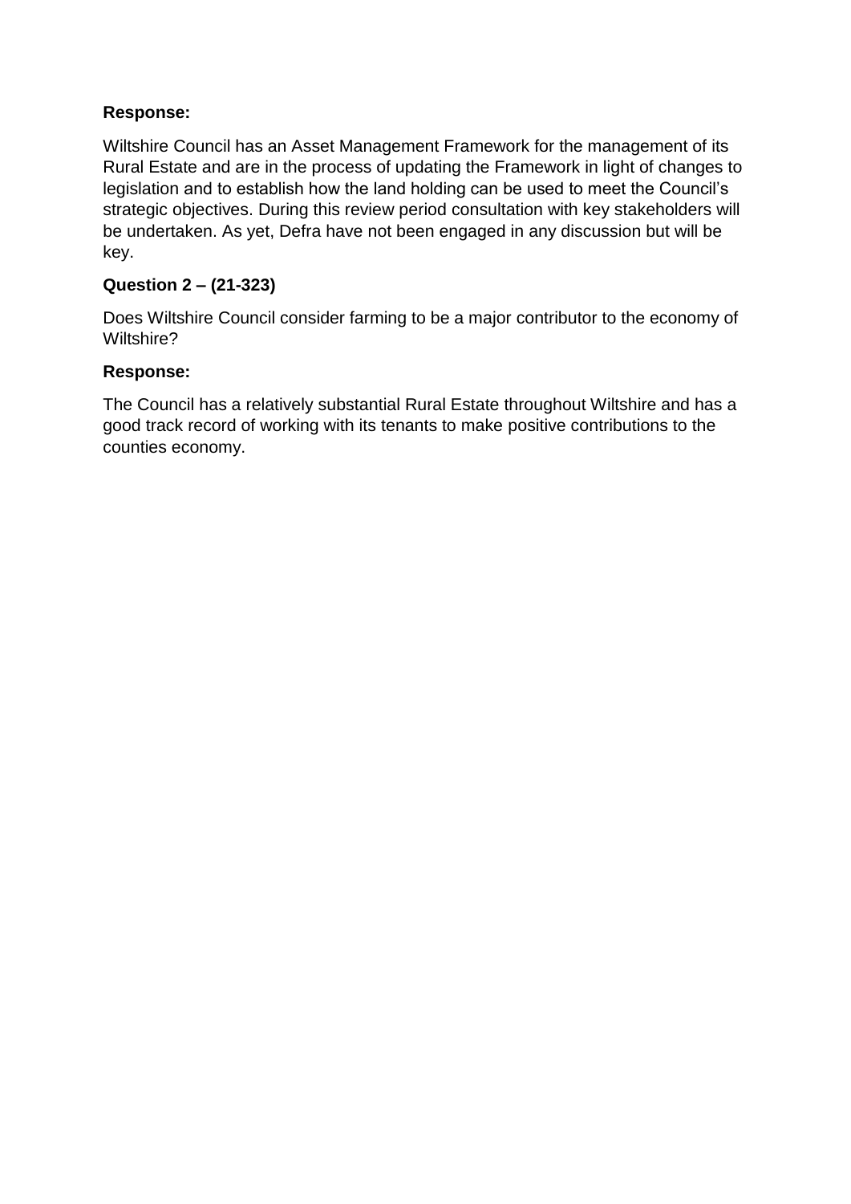**Response:**

Wiltshire Council has an Asset Management Framework for the management of its Rural Estate and are in the process of updating the Framework in light of changes to legislation and to establish how the land holding can be used to meet the Council's strategic objectives. During this review period consultation with key stakeholders will be undertaken. As yet, Defra have not been engaged in any discussion but will be key.

**Question 2 – (21-323)**

Does Wiltshire Council consider farming to be a major contributor to the economy of Wiltshire?

**Response:**

The Council has a relatively substantial Rural Estate throughout Wiltshire and has a good track record of working with its tenants to make positive contributions to the counties economy.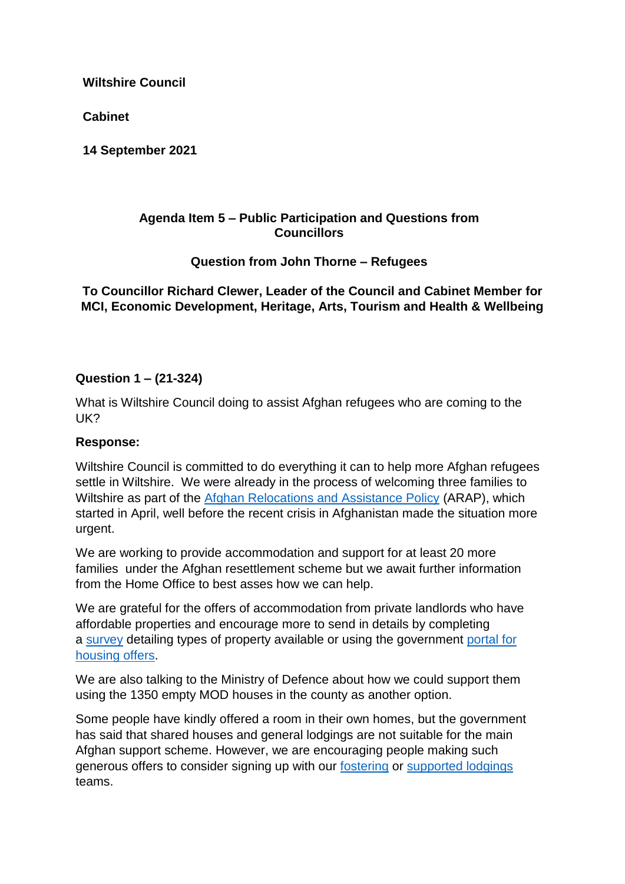**Wiltshire Council**

**Cabinet**

**14 September 2021**

**Agenda Item 5 – Public Participation and Questions from Councillors**

**Question from John Thorne – Refugees**

**To Councillor Richard Clewer, Leader of the Council and Cabinet Member for MCI, Economic Development, Heritage, Arts, Tourism and Health & Wellbeing**

**Question 1 – (21-324)**

What is Wiltshire Council doing to assist Afghan refugees who are coming to the UK?

**Response:**

Wiltshire Council is committed to do everything it can to help more Afghan refugees settle in Wiltshire. We were already in the process of welcoming three families to Wiltshire as part of the Afghan Relocations and Assistance Policy (ARAP), which started in April, well before the recent crisis in Afghanistan made the situation more urgent.

We are working to provide accommodation and support for at least 20 more families under the Afghan resettlement scheme but we await further information from the Home Office to best asses how we can help.

We are grateful for the offers of accommodation from private landlords who have affordable properties and encourage more to send in details by completing a survey detailing types of property available or using the government portal for housing offers.

We are also talking to the Ministry of Defence about how we could support them using the 1350 empty MOD houses in the county as another option.

Some people have kindly offered a room in their own homes, but the government has said that shared houses and general lodgings are not suitable for the main Afghan support scheme. However, we are encouraging people making such generous offers to consider signing up with our fostering or supported lodgings teams.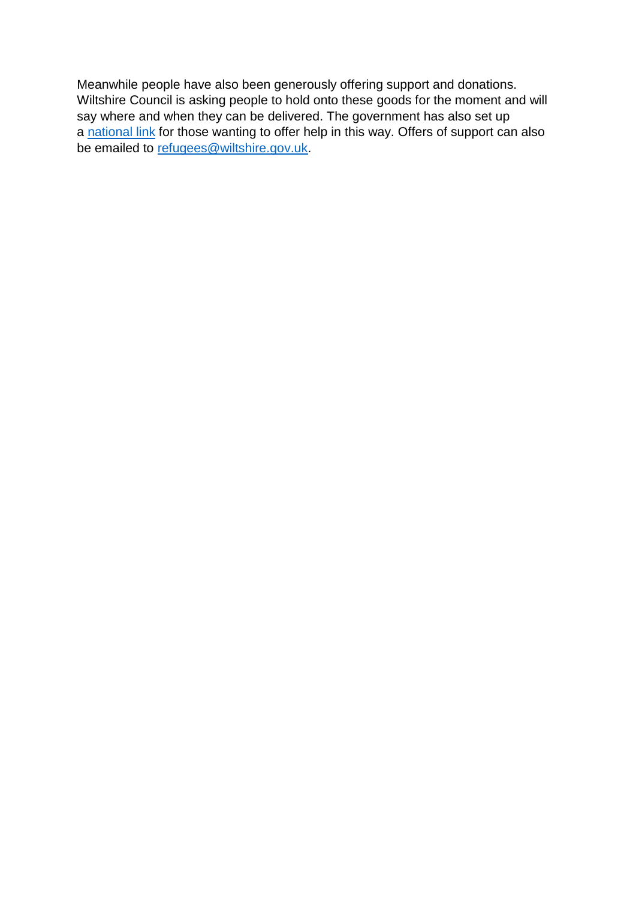Meanwhile people have also been generously offering support and donations. Wiltshire Council is asking people to hold onto these goods for the moment and will say where and when they can be delivered. The government has also set up a national link for those wanting to offer help in this way. Offers of support can also be emailed to refugees@wiltshire.gov.uk.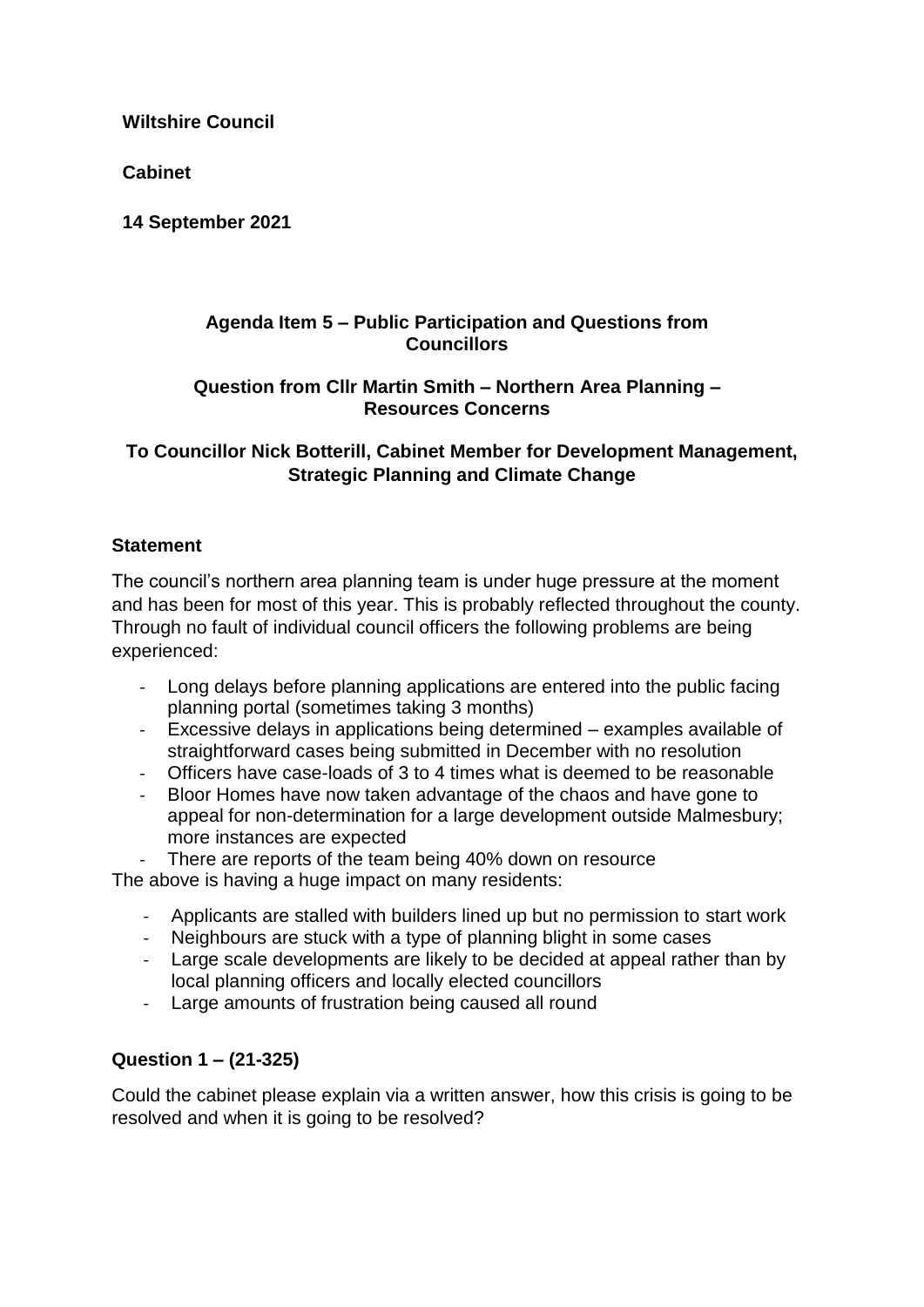**Wiltshire Council**

**Cabinet**

**14 September 2021**

## Agenda Item 5 – Public Participation and Questions from Councillors

## Question from Cllr Martin Smith – Northern Area Planning – Resources Concerns

## To Councillor Nick Botterill, Cabinet Member for Development Management, Strategic Planning and Climate Change

### Statement

The council's northern area planning team is under huge pressure at the moment and has been for most of this year. This is probably reflected throughout the county. Through no fault of individual council officers the following problems are being experienced:

- Long delays before planning applications are entered into the public facing planning portal (sometimes taking 3 months)
- Excessive delays in applications being determined – examples available of straightforward cases being submitted in December with no resolution
- Officers have case-loads of 3 to 4 times what is deemed to be reasonable
- Bloor Homes have now taken advantage of the chaos and have gone to appeal for non-determination for a large development outside Malmesbury; more instances are expected
- There are reports of the team being 40% down on resource

The above is having a huge impact on many residents:

- Applicants are stalled with builders lined up but no permission to start work
- Neighbours are stuck with a type of planning blight in some cases
- Large scale developments are likely to be decided at appeal rather than by local planning officers and locally elected councillors
- Large amounts of frustration being caused all round

### Question 1 – (21-325)

Could the cabinet please explain via a written answer, how this crisis is going to be resolved and when it is going to be resolved?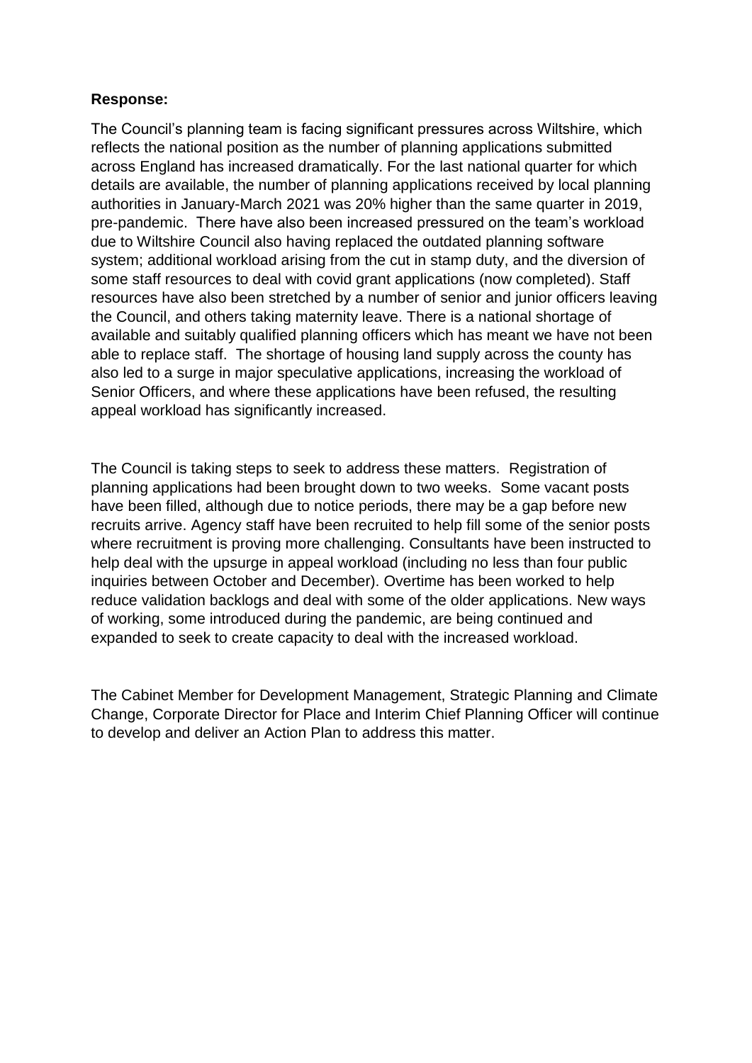**Response:**

The Council's planning team is facing significant pressures across Wiltshire, which reflects the national position as the number of planning applications submitted across England has increased dramatically. For the last national quarter for which details are available, the number of planning applications received by local planning authorities in January-March 2021 was 20% higher than the same quarter in 2019, pre-pandemic. There have also been increased pressured on the team's workload due to Wiltshire Council also having replaced the outdated planning software system; additional workload arising from the cut in stamp duty, and the diversion of some staff resources to deal with covid grant applications (now completed). Staff resources have also been stretched by a number of senior and junior officers leaving the Council, and others taking maternity leave. There is a national shortage of available and suitably qualified planning officers which has meant we have not been able to replace staff. The shortage of housing land supply across the county has also led to a surge in major speculative applications, increasing the workload of Senior Officers, and where these applications have been refused, the resulting appeal workload has significantly increased.

The Council is taking steps to seek to address these matters. Registration of planning applications had been brought down to two weeks. Some vacant posts have been filled, although due to notice periods, there may be a gap before new recruits arrive. Agency staff have been recruited to help fill some of the senior posts where recruitment is proving more challenging. Consultants have been instructed to help deal with the upsurge in appeal workload (including no less than four public inquiries between October and December). Overtime has been worked to help reduce validation backlogs and deal with some of the older applications. New ways of working, some introduced during the pandemic, are being continued and expanded to seek to create capacity to deal with the increased workload.

The Cabinet Member for Development Management, Strategic Planning and Climate Change, Corporate Director for Place and Interim Chief Planning Officer will continue to develop and deliver an Action Plan to address this matter.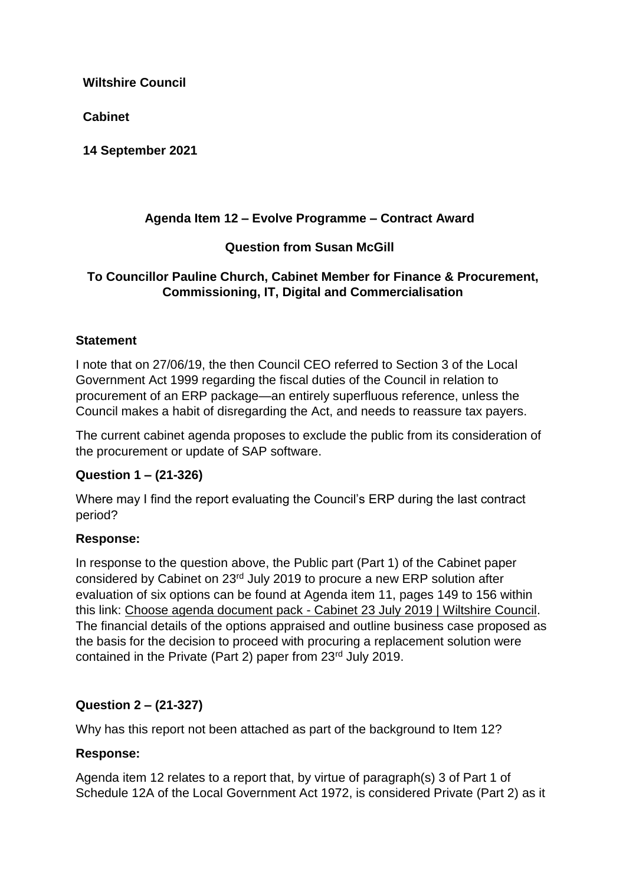**Wiltshire Council**

**Cabinet**

**14 September 2021**

**Agenda Item 12 – Evolve Programme – Contract Award**

**Question from Susan McGill**

**To Councillor Pauline Church, Cabinet Member for Finance & Procurement, Commissioning, IT, Digital and Commercialisation**

**Statement**

I note that on 27/06/19, the then Council CEO referred to Section 3 of the Local Government Act 1999 regarding the fiscal duties of the Council in relation to procurement of an ERP package—an entirely superfluous reference, unless the Council makes a habit of disregarding the Act, and needs to reassure tax payers.

The current cabinet agenda proposes to exclude the public from its consideration of the procurement or update of SAP software.

**Question 1 – (21-326)**

Where may I find the report evaluating the Council's ERP during the last contract period?

**Response:**

In response to the question above, the Public part (Part 1) of the Cabinet paper considered by Cabinet on 23rd July 2019 to procure a new ERP solution after evaluation of six options can be found at Agenda item 11, pages 149 to 156 within this link: Choose agenda document pack - Cabinet 23 July 2019 | Wiltshire Council. The financial details of the options appraised and outline business case proposed as the basis for the decision to proceed with procuring a replacement solution were contained in the Private (Part 2) paper from 23rd July 2019.

**Question 2 – (21-327)**

Why has this report not been attached as part of the background to Item 12?

**Response:**

Agenda item 12 relates to a report that, by virtue of paragraph(s) 3 of Part 1 of Schedule 12A of the Local Government Act 1972, is considered Private (Part 2) as it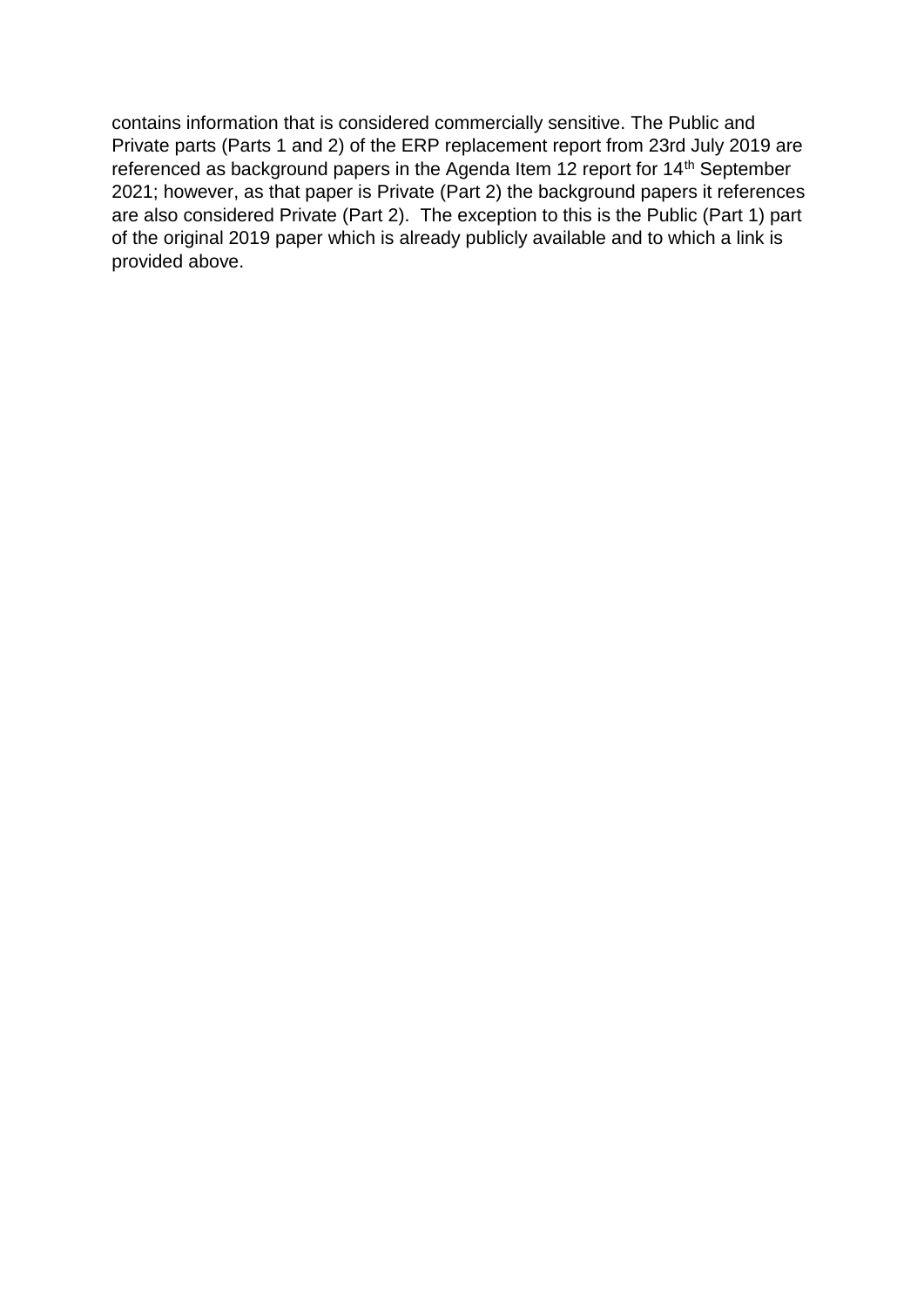contains information that is considered commercially sensitive. The Public and Private parts (Parts 1 and 2) of the ERP replacement report from 23rd July 2019 are referenced as background papers in the Agenda Item 12 report for 14th September 2021; however, as that paper is Private (Part 2) the background papers it references are also considered Private (Part 2). The exception to this is the Public (Part 1) part of the original 2019 paper which is already publicly available and to which a link is provided above.